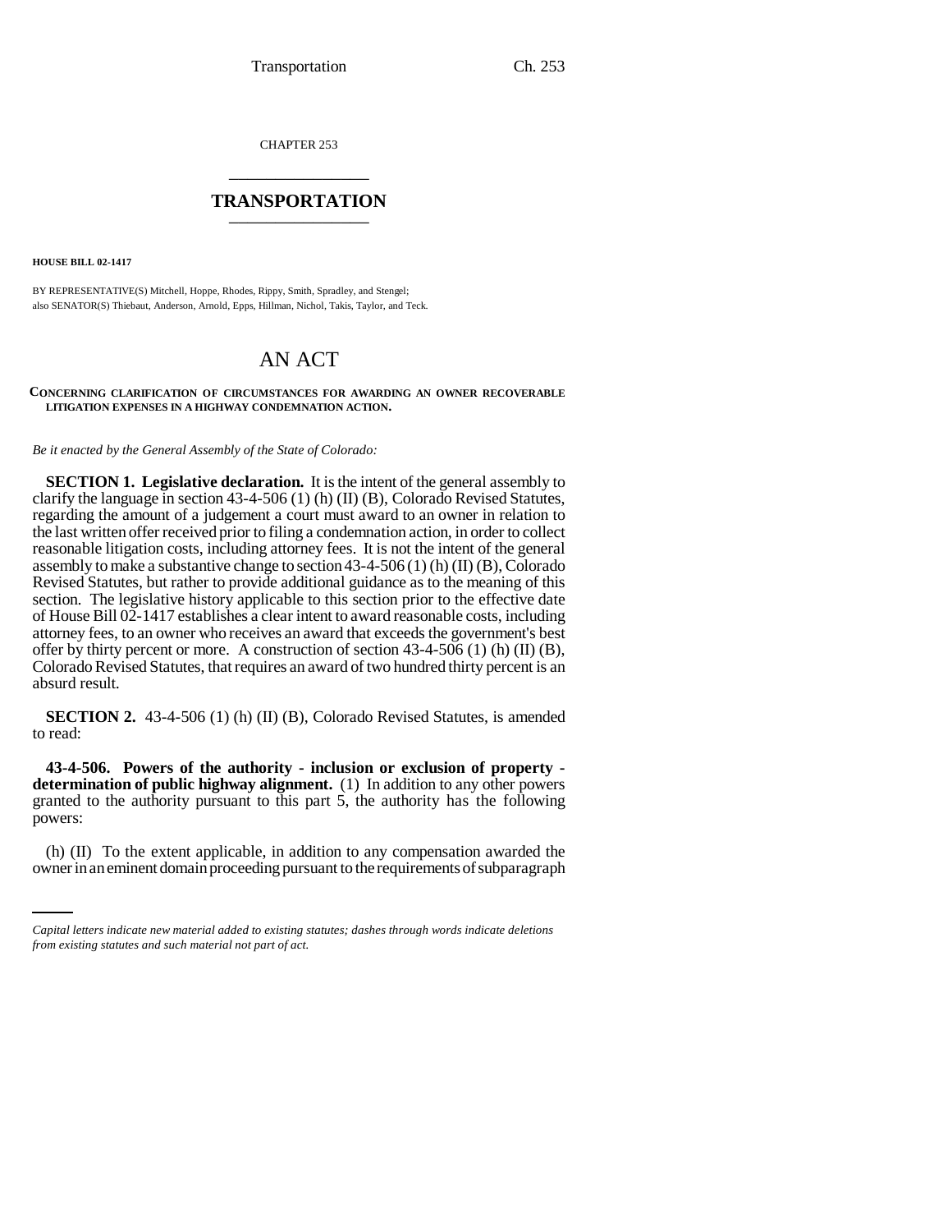CHAPTER 253

# TRANSPORTATION

**HOUSE BILL 02-1417**

BY REPRESENTATIVE(S) Mitchell, Hoppe, Rhodes, Rippy, Smith, Spradley, and Stengel;
also SENATOR(S) Thiebaut, Anderson, Arnold, Epps, Hillman, Nichol, Takis, Taylor, and Teck.

# AN ACT

**CONCERNING CLARIFICATION OF CIRCUMSTANCES FOR AWARDING AN OWNER RECOVERABLE LITIGATION EXPENSES IN A HIGHWAY CONDEMNATION ACTION.**

*Be it enacted by the General Assembly of the State of Colorado:*

**SECTION 1. Legislative declaration.** It is the intent of the general assembly to clarify the language in section 43-4-506 (1) (h) (II) (B), Colorado Revised Statutes, regarding the amount of a judgement a court must award to an owner in relation to the last written offer received prior to filing a condemnation action, in order to collect reasonable litigation costs, including attorney fees. It is not the intent of the general assembly to make a substantive change to section 43-4-506 (1) (h) (II) (B), Colorado Revised Statutes, but rather to provide additional guidance as to the meaning of this section. The legislative history applicable to this section prior to the effective date of House Bill 02-1417 establishes a clear intent to award reasonable costs, including attorney fees, to an owner who receives an award that exceeds the government's best offer by thirty percent or more. A construction of section 43-4-506 (1) (h) (II) (B), Colorado Revised Statutes, that requires an award of two hundred thirty percent is an absurd result.

**SECTION 2.** 43-4-506 (1) (h) (II) (B), Colorado Revised Statutes, is amended to read:

**43-4-506. Powers of the authority - inclusion or exclusion of property - determination of public highway alignment.** (1) In addition to any other powers granted to the authority pursuant to this part 5, the authority has the following powers:

(h) (II) To the extent applicable, in addition to any compensation awarded the owner in an eminent domain proceeding pursuant to the requirements of subparagraph

*Capital letters indicate new material added to existing statutes; dashes through words indicate deletions from existing statutes and such material not part of act.*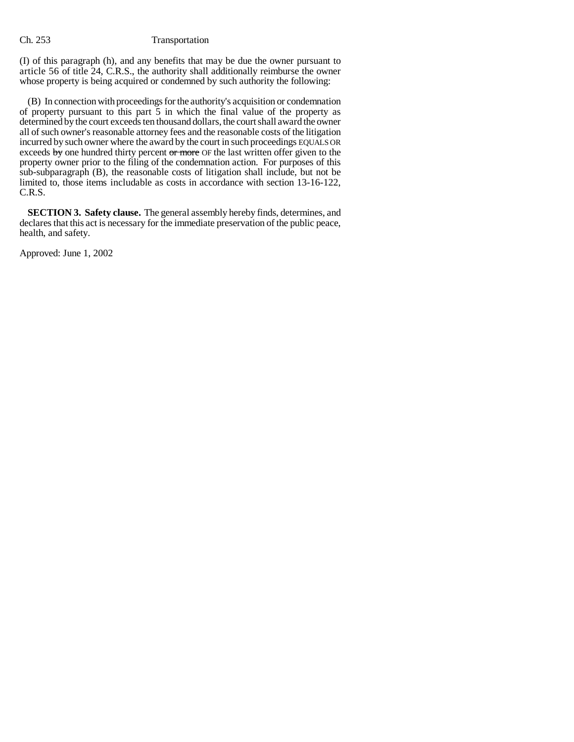(I) of this paragraph (h), and any benefits that may be due the owner pursuant to article 56 of title 24, C.R.S., the authority shall additionally reimburse the owner whose property is being acquired or condemned by such authority the following:

(B) In connection with proceedings for the authority's acquisition or condemnation of property pursuant to this part 5 in which the final value of the property as determined by the court exceeds ten thousand dollars, the court shall award the owner all of such owner's reasonable attorney fees and the reasonable costs of the litigation incurred by such owner where the award by the court in such proceedings EQUALS OR exceeds ~~by~~ one hundred thirty percent ~~or more~~ OF the last written offer given to the property owner prior to the filing of the condemnation action. For purposes of this sub-subparagraph (B), the reasonable costs of litigation shall include, but not be limited to, those items includable as costs in accordance with section 13-16-122, C.R.S.

**SECTION 3. Safety clause.** The general assembly hereby finds, determines, and declares that this act is necessary for the immediate preservation of the public peace, health, and safety.

Approved: June 1, 2002